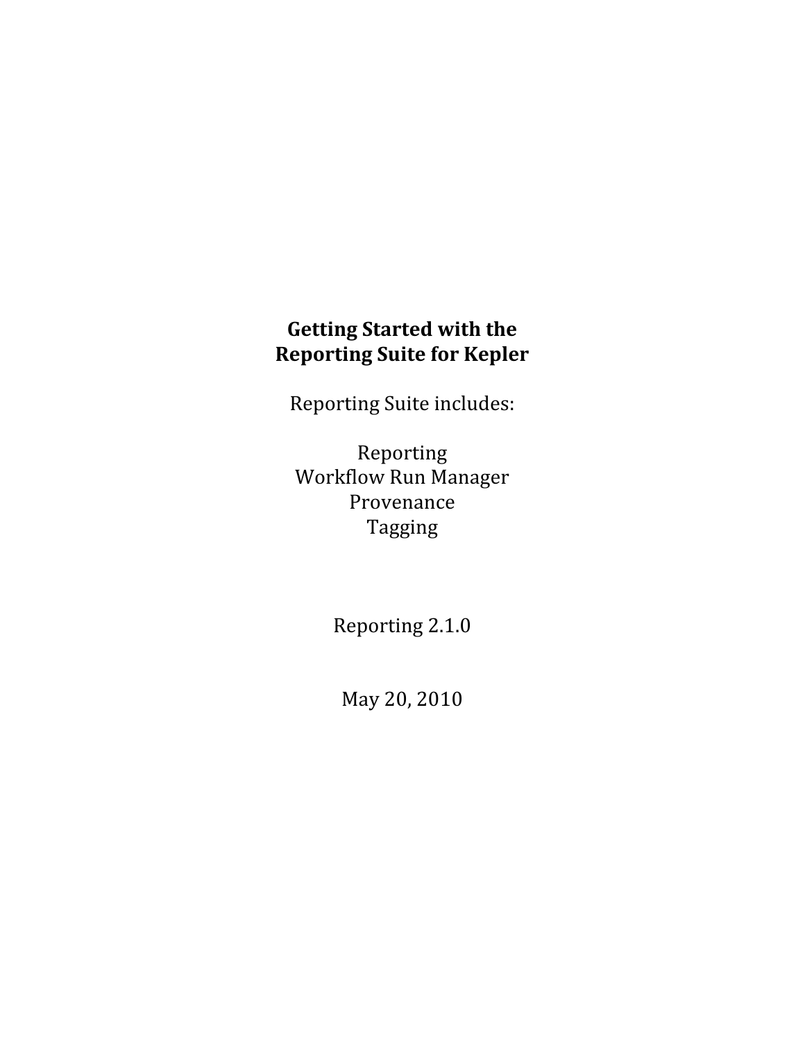# Getting Started with the Reporting Suite for Kepler

Reporting Suite includes:

Reporting
Workflow Run Manager
Provenance
Tagging

Reporting 2.1.0

May 20, 2010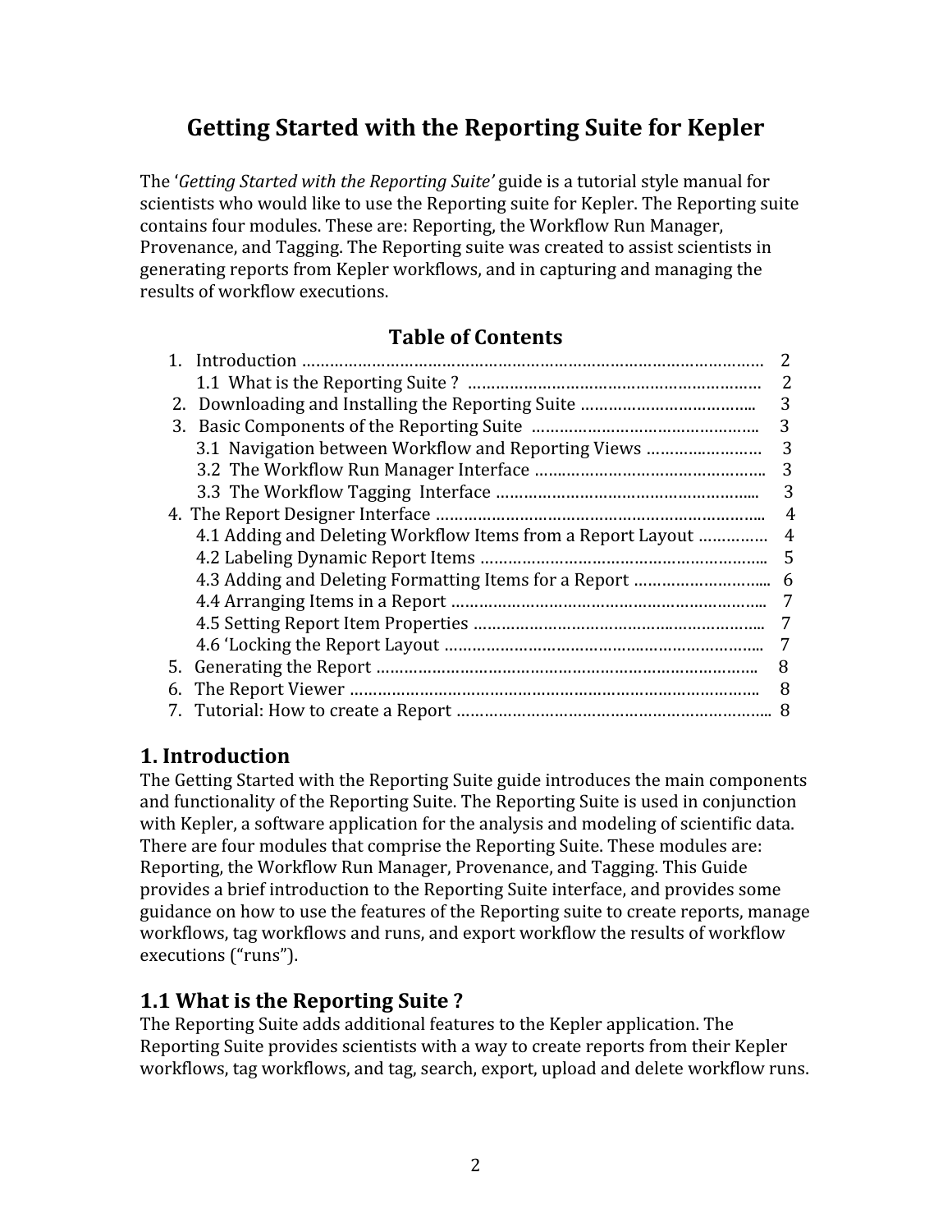# Getting Started with the Reporting Suite for Kepler

The '*Getting Started with the Reporting Suite'* guide is a tutorial style manual for scientists who would like to use the Reporting suite for Kepler. The Reporting suite contains four modules. These are: Reporting, the Workflow Run Manager, Provenance, and Tagging. The Reporting suite was created to assist scientists in generating reports from Kepler workflows, and in capturing and managing the results of workflow executions.

## Table of Contents

1. Introduction ………………………………………………………………………………………. 2
   - 1.1 What is the Reporting Suite ? ……………………………………………………… 2
2. Downloading and Installing the Reporting Suite ……………………………….. 3
3. Basic Components of the Reporting Suite ………………………………………….. 3
   - 3.1 Navigation between Workflow and Reporting Views ……………………. 3
   - 3.2 The Workflow Run Manager Interface ………………………………………….. 3
   - 3.3 The Workflow Tagging Interface ……………………………………………….... 3
4. The Report Designer Interface …………………………………………………………….. 4
   - 4.1 Adding and Deleting Workflow Items from a Report Layout …………… 4
   - 4.2 Labeling Dynamic Report Items …………………………………………………….. 5
   - 4.3 Adding and Deleting Formatting Items for a Report ……………………….. 6
   - 4.4 Arranging Items in a Report ………………………………………………………….. 7
   - 4.5 Setting Report Item Properties …………………………………………………….. 7
   - 4.6 'Locking the Report Layout …………………………………………………………... 7
5. Generating the Report ……………………………………………………………………….. 8
6. The Report Viewer …………………………………………………………………………….. 8
7. Tutorial: How to create a Report ………………………………………………………….. 8

## 1. Introduction

The Getting Started with the Reporting Suite guide introduces the main components and functionality of the Reporting Suite. The Reporting Suite is used in conjunction with Kepler, a software application for the analysis and modeling of scientific data. There are four modules that comprise the Reporting Suite. These modules are: Reporting, the Workflow Run Manager, Provenance, and Tagging. This Guide provides a brief introduction to the Reporting Suite interface, and provides some guidance on how to use the features of the Reporting suite to create reports, manage workflows, tag workflows and runs, and export workflow the results of workflow executions ("runs").

### 1.1 What is the Reporting Suite ?

The Reporting Suite adds additional features to the Kepler application. The Reporting Suite provides scientists with a way to create reports from their Kepler workflows, tag workflows, and tag, search, export, upload and delete workflow runs.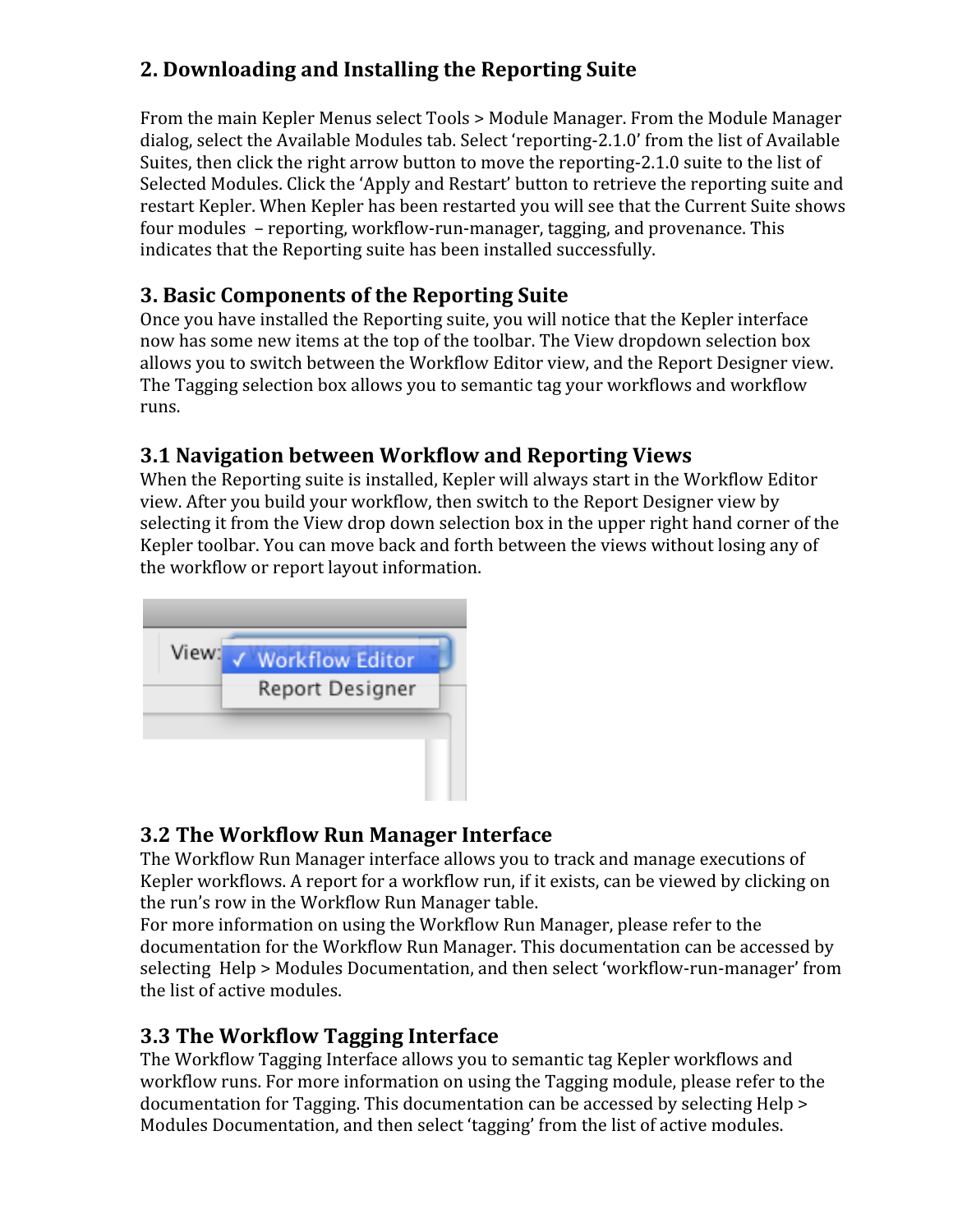## 2. Downloading and Installing the Reporting Suite

From the main Kepler Menus select Tools > Module Manager. From the Module Manager dialog, select the Available Modules tab. Select 'reporting-2.1.0' from the list of Available Suites, then click the right arrow button to move the reporting-2.1.0 suite to the list of Selected Modules. Click the 'Apply and Restart' button to retrieve the reporting suite and restart Kepler. When Kepler has been restarted you will see that the Current Suite shows four modules – reporting, workflow-run-manager, tagging, and provenance. This indicates that the Reporting suite has been installed successfully.

## 3. Basic Components of the Reporting Suite

Once you have installed the Reporting suite, you will notice that the Kepler interface now has some new items at the top of the toolbar. The View dropdown selection box allows you to switch between the Workflow Editor view, and the Report Designer view. The Tagging selection box allows you to semantic tag your workflows and workflow runs.

### 3.1 Navigation between Workflow and Reporting Views

When the Reporting suite is installed, Kepler will always start in the Workflow Editor view. After you build your workflow, then switch to the Report Designer view by selecting it from the View drop down selection box in the upper right hand corner of the Kepler toolbar. You can move back and forth between the views without losing any of the workflow or report layout information.

### 3.2 The Workflow Run Manager Interface

The Workflow Run Manager interface allows you to track and manage executions of Kepler workflows. A report for a workflow run, if it exists, can be viewed by clicking on the run's row in the Workflow Run Manager table.
For more information on using the Workflow Run Manager, please refer to the documentation for the Workflow Run Manager. This documentation can be accessed by selecting Help > Modules Documentation, and then select 'workflow-run-manager' from the list of active modules.

### 3.3 The Workflow Tagging Interface

The Workflow Tagging Interface allows you to semantic tag Kepler workflows and workflow runs. For more information on using the Tagging module, please refer to the documentation for Tagging. This documentation can be accessed by selecting Help > Modules Documentation, and then select 'tagging' from the list of active modules.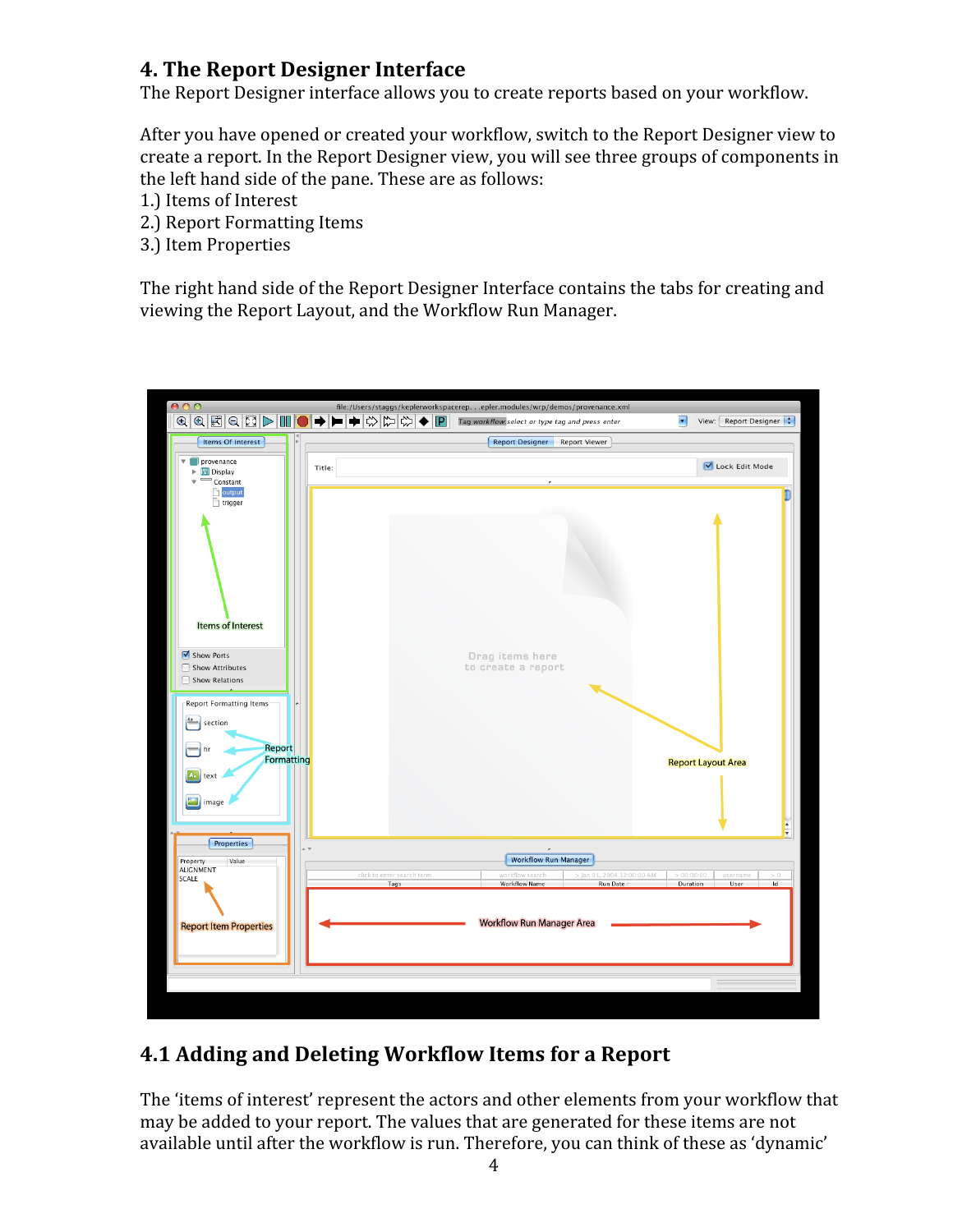## 4. The Report Designer Interface

The Report Designer interface allows you to create reports based on your workflow.

After you have opened or created your workflow, switch to the Report Designer view to create a report. In the Report Designer view, you will see three groups of components in the left hand side of the pane. These are as follows:

1.) Items of Interest
2.) Report Formatting Items
3.) Item Properties

The right hand side of the Report Designer Interface contains the tabs for creating and viewing the Report Layout, and the Workflow Run Manager.

### 4.1 Adding and Deleting Workflow Items for a Report

The 'items of interest' represent the actors and other elements from your workflow that may be added to your report. The values that are generated for these items are not available until after the workflow is run. Therefore, you can think of these as 'dynamic'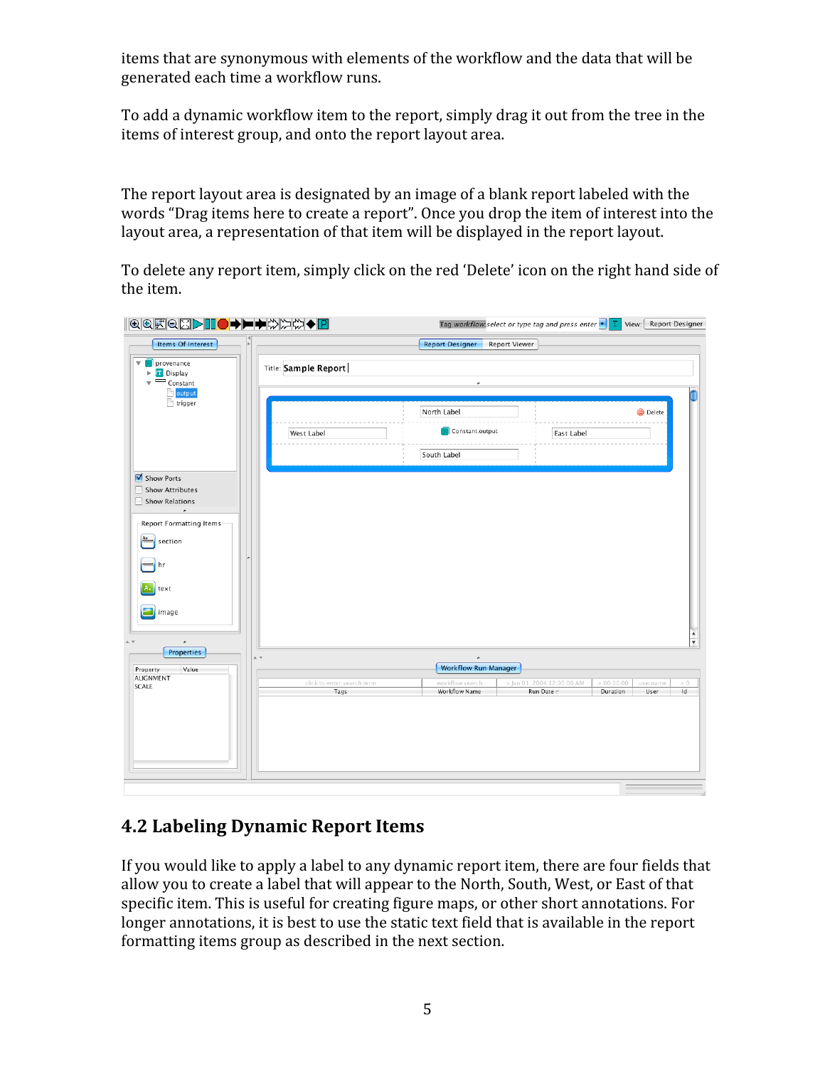items that are synonymous with elements of the workflow and the data that will be generated each time a workflow runs.

To add a dynamic workflow item to the report, simply drag it out from the tree in the items of interest group, and onto the report layout area.

The report layout area is designated by an image of a blank report labeled with the words "Drag items here to create a report". Once you drop the item of interest into the layout area, a representation of that item will be displayed in the report layout.

To delete any report item, simply click on the red 'Delete' icon on the right hand side of the item.

## 4.2 Labeling Dynamic Report Items

If you would like to apply a label to any dynamic report item, there are four fields that allow you to create a label that will appear to the North, South, West, or East of that specific item. This is useful for creating figure maps, or other short annotations. For longer annotations, it is best to use the static text field that is available in the report formatting items group as described in the next section.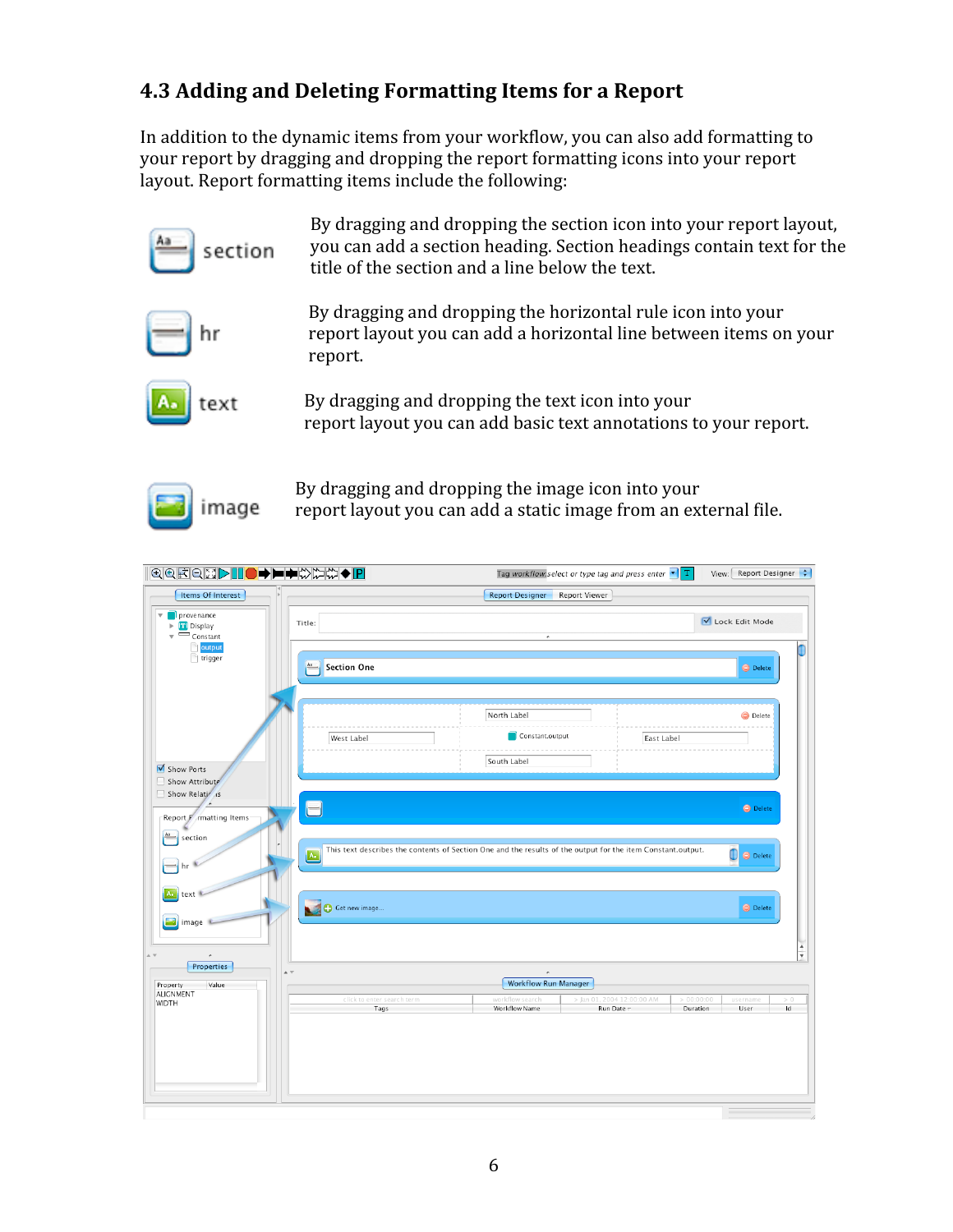## 4.3 Adding and Deleting Formatting Items for a Report

In addition to the dynamic items from your workflow, you can also add formatting to your report by dragging and dropping the report formatting icons into your report layout. Report formatting items include the following:

**section** — By dragging and dropping the section icon into your report layout, you can add a section heading. Section headings contain text for the title of the section and a line below the text.

**hr** — By dragging and dropping the horizontal rule icon into your report layout you can add a horizontal line between items on your report.

**text** — By dragging and dropping the text icon into your report layout you can add basic text annotations to your report.

**image** — By dragging and dropping the image icon into your report layout you can add a static image from an external file.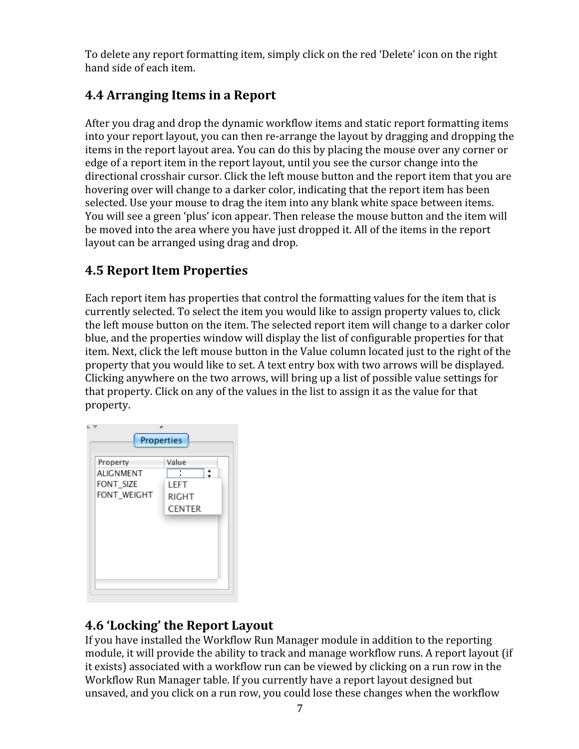To delete any report formatting item, simply click on the red 'Delete' icon on the right hand side of each item.

## 4.4 Arranging Items in a Report

After you drag and drop the dynamic workflow items and static report formatting items into your report layout, you can then re-arrange the layout by dragging and dropping the items in the report layout area. You can do this by placing the mouse over any corner or edge of a report item in the report layout, until you see the cursor change into the directional crosshair cursor. Click the left mouse button and the report item that you are hovering over will change to a darker color, indicating that the report item has been selected. Use your mouse to drag the item into any blank white space between items. You will see a green 'plus' icon appear. Then release the mouse button and the item will be moved into the area where you have just dropped it. All of the items in the report layout can be arranged using drag and drop.

## 4.5 Report Item Properties

Each report item has properties that control the formatting values for the item that is currently selected. To select the item you would like to assign property values to, click the left mouse button on the item. The selected report item will change to a darker color blue, and the properties window will display the list of configurable properties for that item. Next, click the left mouse button in the Value column located just to the right of the property that you would like to set. A text entry box with two arrows will be displayed. Clicking anywhere on the two arrows, will bring up a list of possible value settings for that property. Click on any of the values in the list to assign it as the value for that property.

## 4.6 'Locking' the Report Layout

If you have installed the Workflow Run Manager module in addition to the reporting module, it will provide the ability to track and manage workflow runs. A report layout (if it exists) associated with a workflow run can be viewed by clicking on a run row in the Workflow Run Manager table. If you currently have a report layout designed but unsaved, and you click on a run row, you could lose these changes when the workflow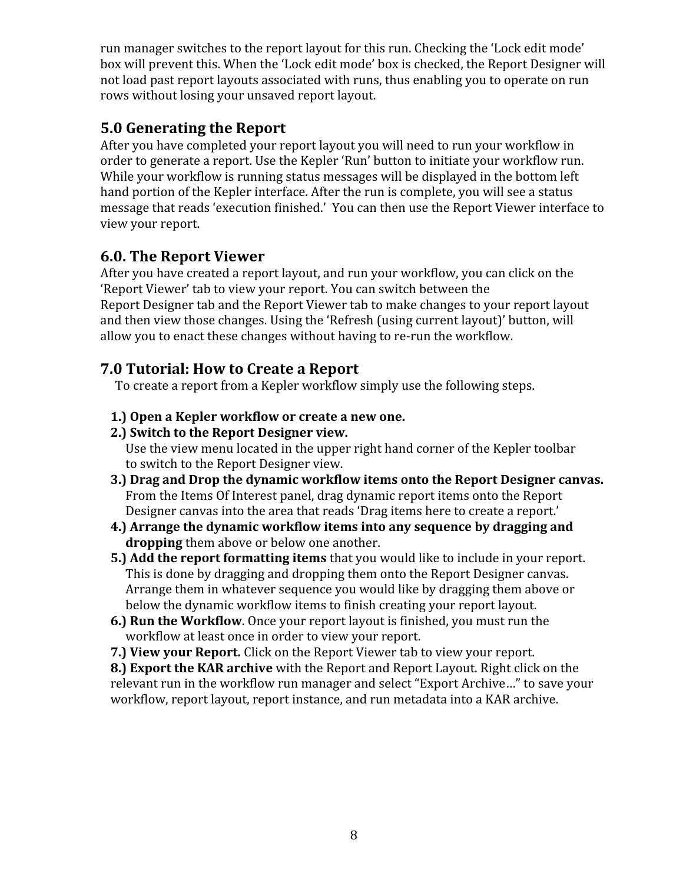run manager switches to the report layout for this run. Checking the 'Lock edit mode' box will prevent this. When the 'Lock edit mode' box is checked, the Report Designer will not load past report layouts associated with runs, thus enabling you to operate on run rows without losing your unsaved report layout.

## 5.0 Generating the Report

After you have completed your report layout you will need to run your workflow in order to generate a report. Use the Kepler 'Run' button to initiate your workflow run. While your workflow is running status messages will be displayed in the bottom left hand portion of the Kepler interface. After the run is complete, you will see a status message that reads 'execution finished.' You can then use the Report Viewer interface to view your report.

## 6.0. The Report Viewer

After you have created a report layout, and run your workflow, you can click on the 'Report Viewer' tab to view your report. You can switch between the Report Designer tab and the Report Viewer tab to make changes to your report layout and then view those changes. Using the 'Refresh (using current layout)' button, will allow you to enact these changes without having to re-run the workflow.

## 7.0 Tutorial: How to Create a Report

To create a report from a Kepler workflow simply use the following steps.

**1.) Open a Kepler workflow or create a new one.**

**2.) Switch to the Report Designer view.** Use the view menu located in the upper right hand corner of the Kepler toolbar to switch to the Report Designer view.

**3.) Drag and Drop the dynamic workflow items onto the Report Designer canvas.** From the Items Of Interest panel, drag dynamic report items onto the Report Designer canvas into the area that reads 'Drag items here to create a report.'

**4.) Arrange the dynamic workflow items into any sequence by dragging and dropping** them above or below one another.

**5.) Add the report formatting items** that you would like to include in your report. This is done by dragging and dropping them onto the Report Designer canvas. Arrange them in whatever sequence you would like by dragging them above or below the dynamic workflow items to finish creating your report layout.

**6.) Run the Workflow**. Once your report layout is finished, you must run the workflow at least once in order to view your report.

**7.) View your Report.** Click on the Report Viewer tab to view your report.

**8.) Export the KAR archive** with the Report and Report Layout. Right click on the relevant run in the workflow run manager and select "Export Archive…" to save your workflow, report layout, report instance, and run metadata into a KAR archive.